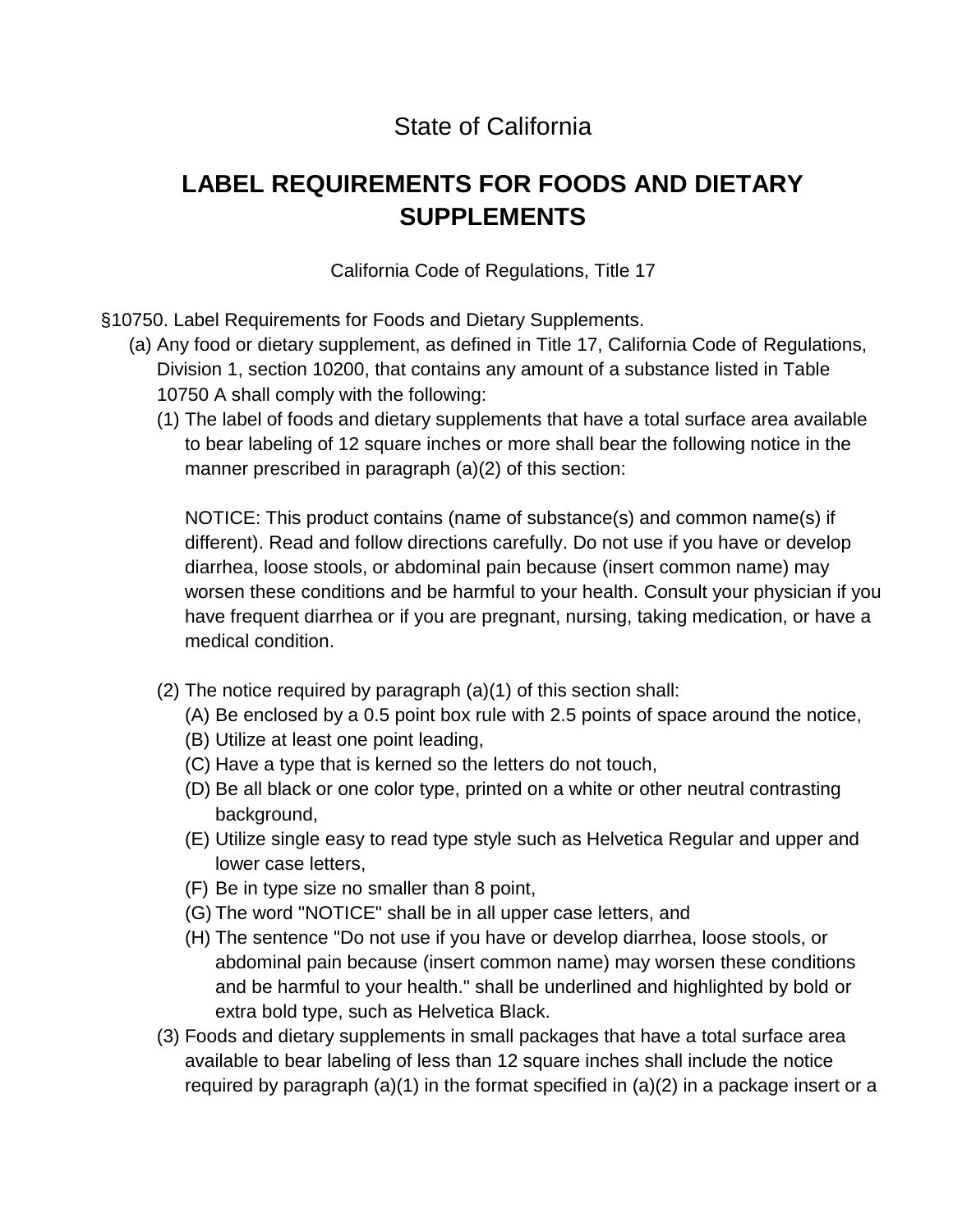State of California

# LABEL REQUIREMENTS FOR FOODS AND DIETARY SUPPLEMENTS

California Code of Regulations, Title 17

§10750. Label Requirements for Foods and Dietary Supplements.

(a) Any food or dietary supplement, as defined in Title 17, California Code of Regulations, Division 1, section 10200, that contains any amount of a substance listed in Table 10750 A shall comply with the following:

(1) The label of foods and dietary supplements that have a total surface area available to bear labeling of 12 square inches or more shall bear the following notice in the manner prescribed in paragraph (a)(2) of this section:

NOTICE: This product contains (name of substance(s) and common name(s) if different). Read and follow directions carefully. Do not use if you have or develop diarrhea, loose stools, or abdominal pain because (insert common name) may worsen these conditions and be harmful to your health. Consult your physician if you have frequent diarrhea or if you are pregnant, nursing, taking medication, or have a medical condition.

(2) The notice required by paragraph (a)(1) of this section shall:

(A) Be enclosed by a 0.5 point box rule with 2.5 points of space around the notice,

(B) Utilize at least one point leading,

(C) Have a type that is kerned so the letters do not touch,

(D) Be all black or one color type, printed on a white or other neutral contrasting background,

(E) Utilize single easy to read type style such as Helvetica Regular and upper and lower case letters,

(F) Be in type size no smaller than 8 point,

(G) The word "NOTICE" shall be in all upper case letters, and

(H) The sentence "Do not use if you have or develop diarrhea, loose stools, or abdominal pain because (insert common name) may worsen these conditions and be harmful to your health." shall be underlined and highlighted by bold or extra bold type, such as Helvetica Black.

(3) Foods and dietary supplements in small packages that have a total surface area available to bear labeling of less than 12 square inches shall include the notice required by paragraph (a)(1) in the format specified in (a)(2) in a package insert or a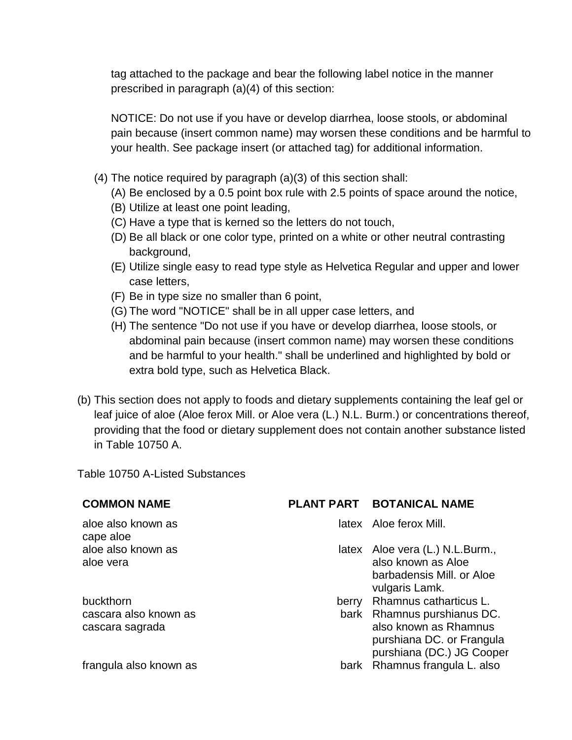tag attached to the package and bear the following label notice in the manner prescribed in paragraph (a)(4) of this section:

NOTICE: Do not use if you have or develop diarrhea, loose stools, or abdominal pain because (insert common name) may worsen these conditions and be harmful to your health. See package insert (or attached tag) for additional information.

(4) The notice required by paragraph (a)(3) of this section shall:
   (A) Be enclosed by a 0.5 point box rule with 2.5 points of space around the notice,
   (B) Utilize at least one point leading,
   (C) Have a type that is kerned so the letters do not touch,
   (D) Be all black or one color type, printed on a white or other neutral contrasting background,
   (E) Utilize single easy to read type style as Helvetica Regular and upper and lower case letters,
   (F) Be in type size no smaller than 6 point,
   (G) The word "NOTICE" shall be in all upper case letters, and
   (H) The sentence "Do not use if you have or develop diarrhea, loose stools, or abdominal pain because (insert common name) may worsen these conditions and be harmful to your health." shall be underlined and highlighted by bold or extra bold type, such as Helvetica Black.

(b) This section does not apply to foods and dietary supplements containing the leaf gel or leaf juice of aloe (Aloe ferox Mill. or Aloe vera (L.) N.L. Burm.) or concentrations thereof, providing that the food or dietary supplement does not contain another substance listed in Table 10750 A.

Table 10750 A-Listed Substances

| COMMON NAME | PLANT PART | BOTANICAL NAME |
| --- | --- | --- |
| aloe also known as cape aloe | latex | Aloe ferox Mill. |
| aloe also known as aloe vera | latex | Aloe vera (L.) N.L.Burm., also known as Aloe barbadensis Mill. or Aloe vulgaris Lamk. |
| buckthorn | berry | Rhamnus catharticus L. |
| cascara also known as cascara sagrada | bark | Rhamnus purshianus DC. also known as Rhamnus purshiana DC. or Frangula purshiana (DC.) JG Cooper |
| frangula also known as | bark | Rhamnus frangula L. also |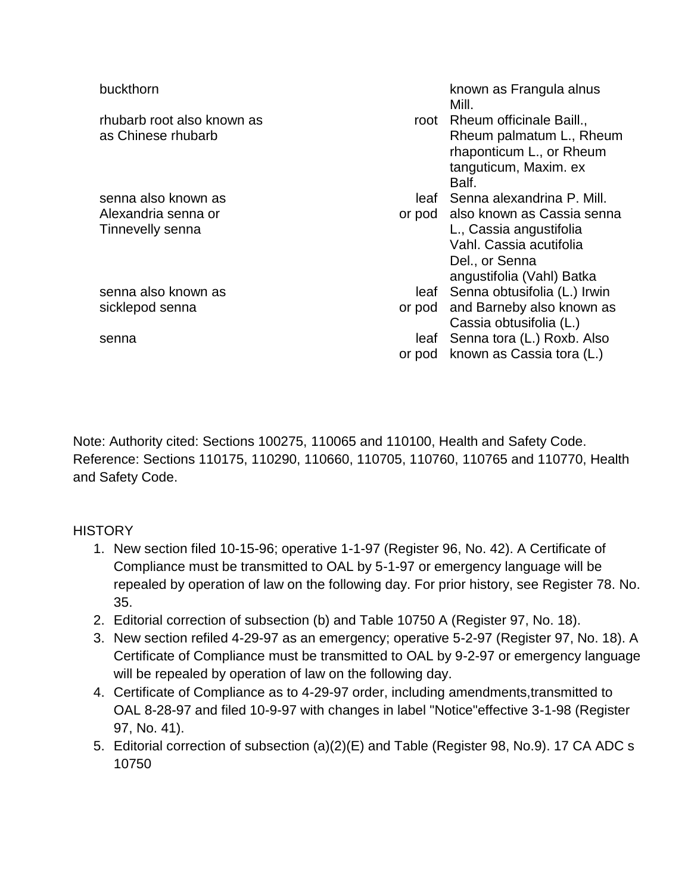| | | |
|---|---|---|
| buckthorn | | known as Frangula alnus Mill. |
| rhubarb root also known as as Chinese rhubarb | root | Rheum officinale Baill., Rheum palmatum L., Rheum rhaponticum L., or Rheum tanguticum, Maxim. ex Balf. |
| senna also known as Alexandria senna or Tinnevelly senna | leaf or pod | Senna alexandrina P. Mill. also known as Cassia senna L., Cassia angustifolia Vahl. Cassia acutifolia Del., or Senna angustifolia (Vahl) Batka |
| senna also known as sicklepod senna | leaf or pod | Senna obtusifolia (L.) Irwin and Barneby also known as Cassia obtusifolia (L.) |
| senna | leaf or pod | Senna tora (L.) Roxb. Also known as Cassia tora (L.) |

Note: Authority cited: Sections 100275, 110065 and 110100, Health and Safety Code. Reference: Sections 110175, 110290, 110660, 110705, 110760, 110765 and 110770, Health and Safety Code.

HISTORY

1. New section filed 10-15-96; operative 1-1-97 (Register 96, No. 42). A Certificate of Compliance must be transmitted to OAL by 5-1-97 or emergency language will be repealed by operation of law on the following day. For prior history, see Register 78. No. 35.
2. Editorial correction of subsection (b) and Table 10750 A (Register 97, No. 18).
3. New section refiled 4-29-97 as an emergency; operative 5-2-97 (Register 97, No. 18). A Certificate of Compliance must be transmitted to OAL by 9-2-97 or emergency language will be repealed by operation of law on the following day.
4. Certificate of Compliance as to 4-29-97 order, including amendments,transmitted to OAL 8-28-97 and filed 10-9-97 with changes in label "Notice"effective 3-1-98 (Register 97, No. 41).
5. Editorial correction of subsection (a)(2)(E) and Table (Register 98, No.9). 17 CA ADC s 10750